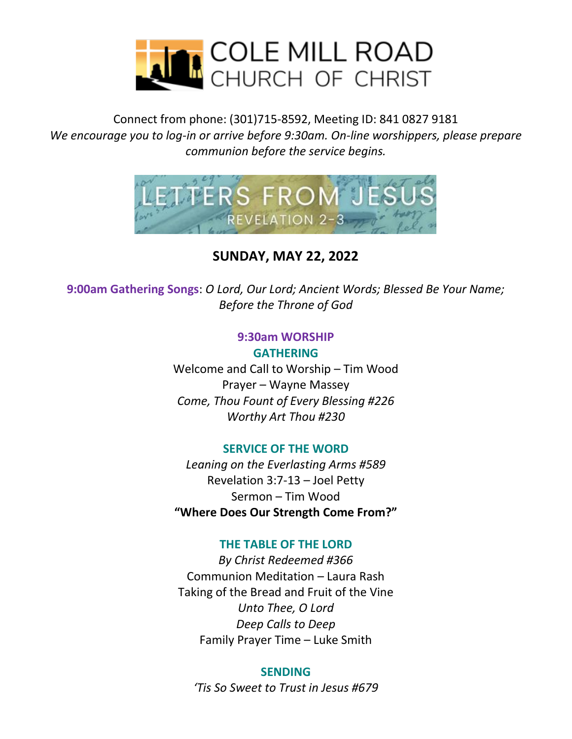# COLE MILL ROAD CHURCH OF CHRIST

Connect from phone: (301)715-8592, Meeting ID: 841 0827 9181

*We encourage you to log-in or arrive before 9:30am. On-line worshippers, please prepare communion before the service begins.*

LETTERS FROM JESUS
REVELATION 2-3

## SUNDAY, MAY 22, 2022

**9:00am Gathering Songs**: *O Lord, Our Lord; Ancient Words; Blessed Be Your Name; Before the Throne of God*

### 9:30am WORSHIP

### GATHERING

Welcome and Call to Worship – Tim Wood
Prayer – Wayne Massey
*Come, Thou Fount of Every Blessing #226*
*Worthy Art Thou #230*

### SERVICE OF THE WORD

*Leaning on the Everlasting Arms #589*
Revelation 3:7-13 – Joel Petty
Sermon – Tim Wood
**"Where Does Our Strength Come From?"**

### THE TABLE OF THE LORD

*By Christ Redeemed #366*
Communion Meditation – Laura Rash
Taking of the Bread and Fruit of the Vine
*Unto Thee, O Lord*
*Deep Calls to Deep*
Family Prayer Time – Luke Smith

### SENDING

*'Tis So Sweet to Trust in Jesus #679*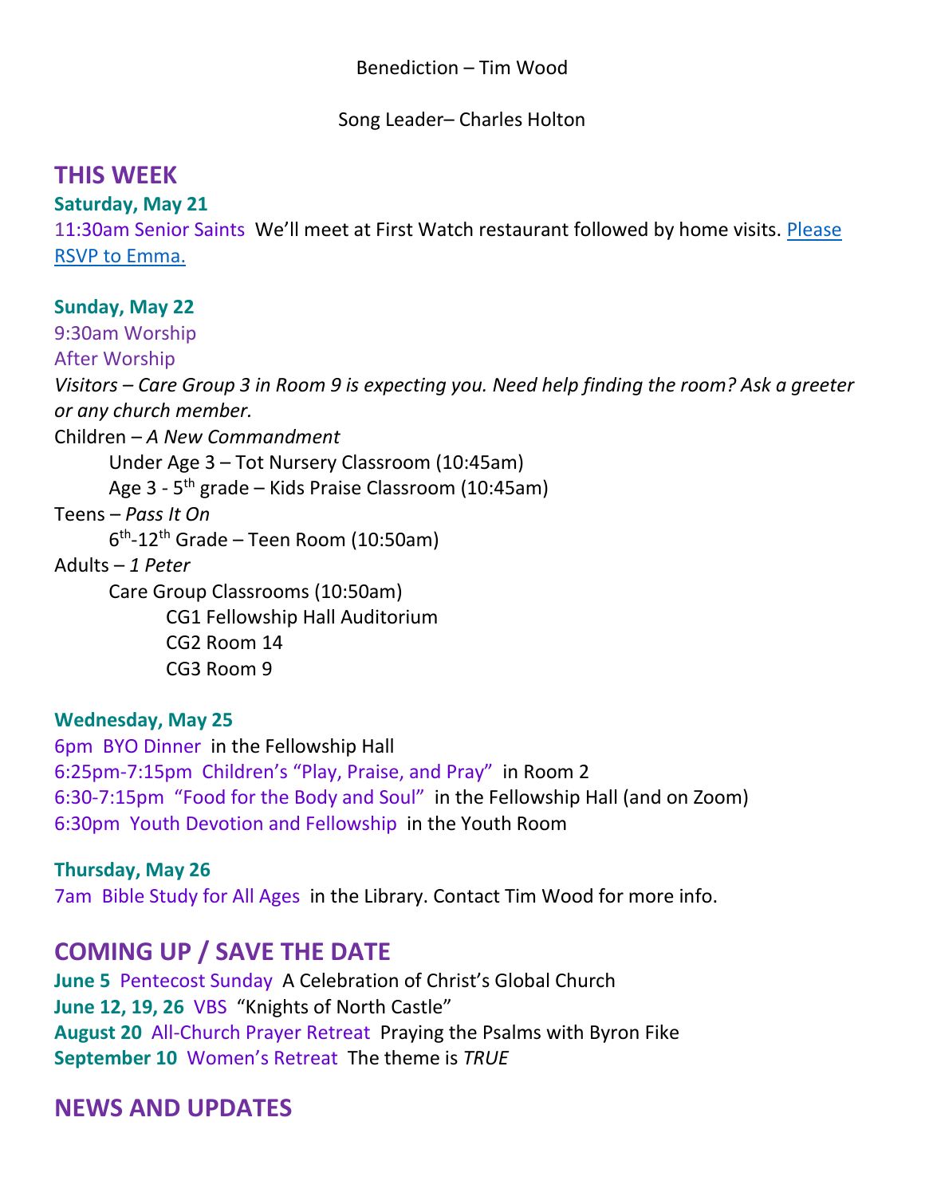Benediction – Tim Wood

Song Leader– Charles Holton

## THIS WEEK

**Saturday, May 21**

11:30am Senior Saints We'll meet at First Watch restaurant followed by home visits. Please RSVP to Emma.

**Sunday, May 22**

9:30am Worship

After Worship

*Visitors – Care Group 3 in Room 9 is expecting you. Need help finding the room? Ask a greeter or any church member.*

Children – *A New Commandment*

- Under Age 3 – Tot Nursery Classroom (10:45am)
- Age 3 - 5th grade – Kids Praise Classroom (10:45am)

Teens – *Pass It On*

- 6th-12th Grade – Teen Room (10:50am)

Adults – *1 Peter*

- Care Group Classrooms (10:50am)
  - CG1 Fellowship Hall Auditorium
  - CG2 Room 14
  - CG3 Room 9

**Wednesday, May 25**

6pm BYO Dinner in the Fellowship Hall

6:25pm-7:15pm Children's "Play, Praise, and Pray" in Room 2

6:30-7:15pm "Food for the Body and Soul" in the Fellowship Hall (and on Zoom)

6:30pm Youth Devotion and Fellowship in the Youth Room

**Thursday, May 26**

7am Bible Study for All Ages in the Library. Contact Tim Wood for more info.

## COMING UP / SAVE THE DATE

**June 5** Pentecost Sunday A Celebration of Christ's Global Church

**June 12, 19, 26** VBS "Knights of North Castle"

**August 20** All-Church Prayer Retreat Praying the Psalms with Byron Fike

**September 10** Women's Retreat The theme is *TRUE*

## NEWS AND UPDATES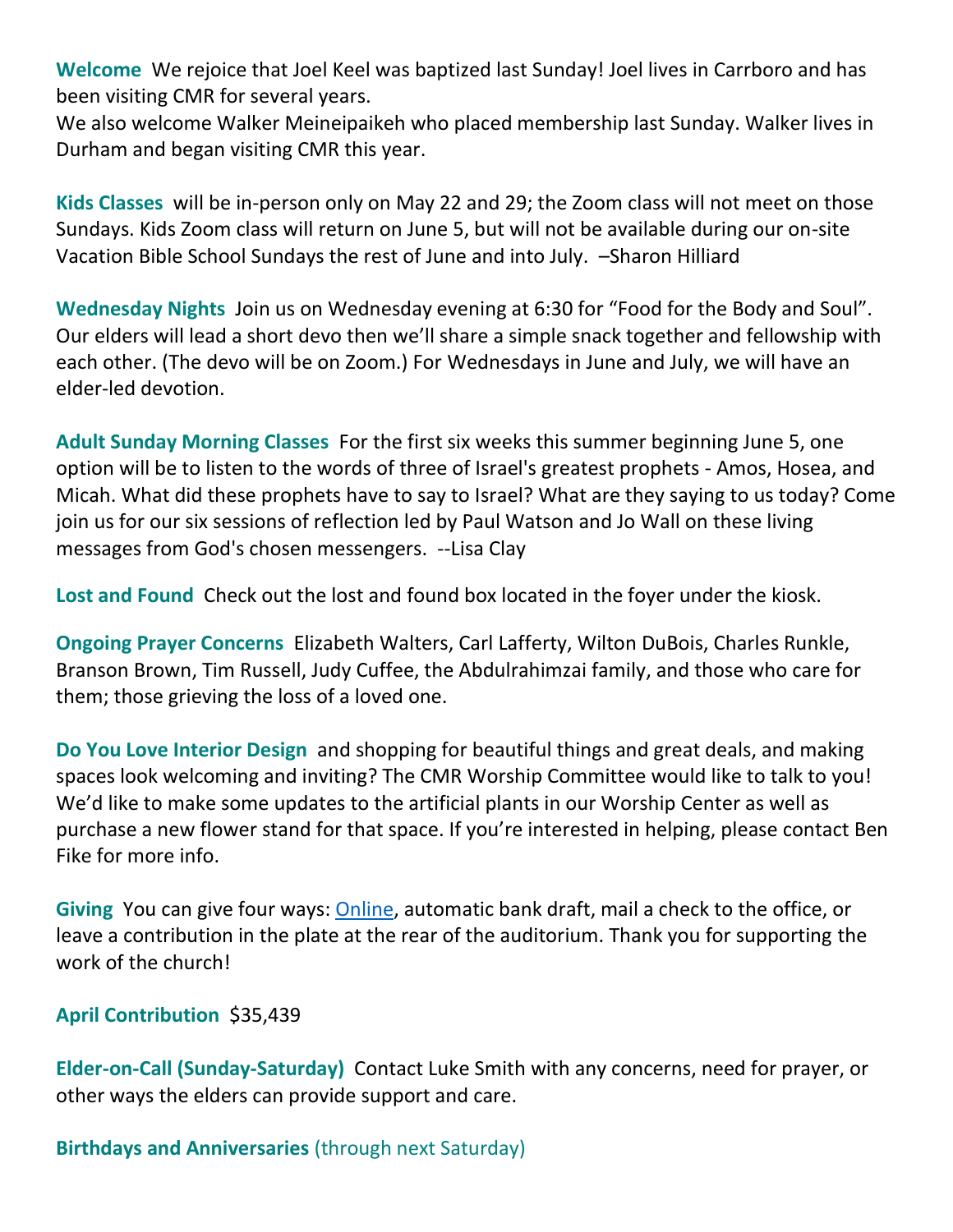**Welcome** We rejoice that Joel Keel was baptized last Sunday! Joel lives in Carrboro and has been visiting CMR for several years.
We also welcome Walker Meineipaikeh who placed membership last Sunday. Walker lives in Durham and began visiting CMR this year.

**Kids Classes** will be in-person only on May 22 and 29; the Zoom class will not meet on those Sundays. Kids Zoom class will return on June 5, but will not be available during our on-site Vacation Bible School Sundays the rest of June and into July. –Sharon Hilliard

**Wednesday Nights** Join us on Wednesday evening at 6:30 for "Food for the Body and Soul". Our elders will lead a short devo then we'll share a simple snack together and fellowship with each other. (The devo will be on Zoom.) For Wednesdays in June and July, we will have an elder-led devotion.

**Adult Sunday Morning Classes** For the first six weeks this summer beginning June 5, one option will be to listen to the words of three of Israel's greatest prophets - Amos, Hosea, and Micah. What did these prophets have to say to Israel? What are they saying to us today? Come join us for our six sessions of reflection led by Paul Watson and Jo Wall on these living messages from God's chosen messengers. --Lisa Clay

**Lost and Found** Check out the lost and found box located in the foyer under the kiosk.

**Ongoing Prayer Concerns** Elizabeth Walters, Carl Lafferty, Wilton DuBois, Charles Runkle, Branson Brown, Tim Russell, Judy Cuffee, the Abdulrahimzai family, and those who care for them; those grieving the loss of a loved one.

**Do You Love Interior Design** and shopping for beautiful things and great deals, and making spaces look welcoming and inviting? The CMR Worship Committee would like to talk to you! We'd like to make some updates to the artificial plants in our Worship Center as well as purchase a new flower stand for that space. If you're interested in helping, please contact Ben Fike for more info.

**Giving** You can give four ways: Online, automatic bank draft, mail a check to the office, or leave a contribution in the plate at the rear of the auditorium. Thank you for supporting the work of the church!

**April Contribution** $35,439

**Elder-on-Call (Sunday-Saturday)** Contact Luke Smith with any concerns, need for prayer, or other ways the elders can provide support and care.

**Birthdays and Anniversaries** (through next Saturday)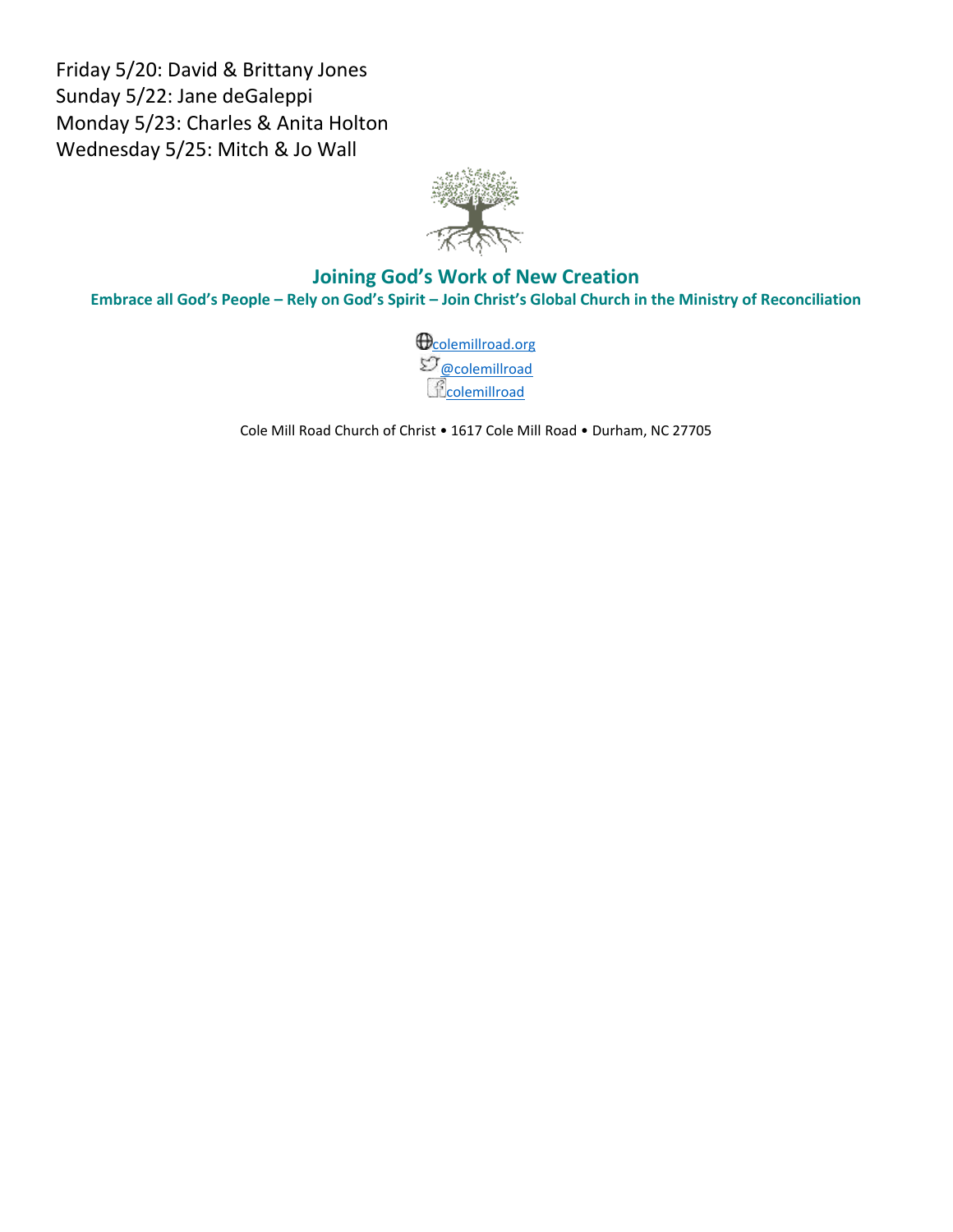Friday 5/20: David & Brittany Jones
Sunday 5/22: Jane deGaleppi
Monday 5/23: Charles & Anita Holton
Wednesday 5/25: Mitch & Jo Wall

**Joining God's Work of New Creation**

**Embrace all God's People – Rely on God's Spirit – Join Christ's Global Church in the Ministry of Reconciliation**

colemillroad.org
@colemillroad
colemillroad

Cole Mill Road Church of Christ • 1617 Cole Mill Road • Durham, NC 27705